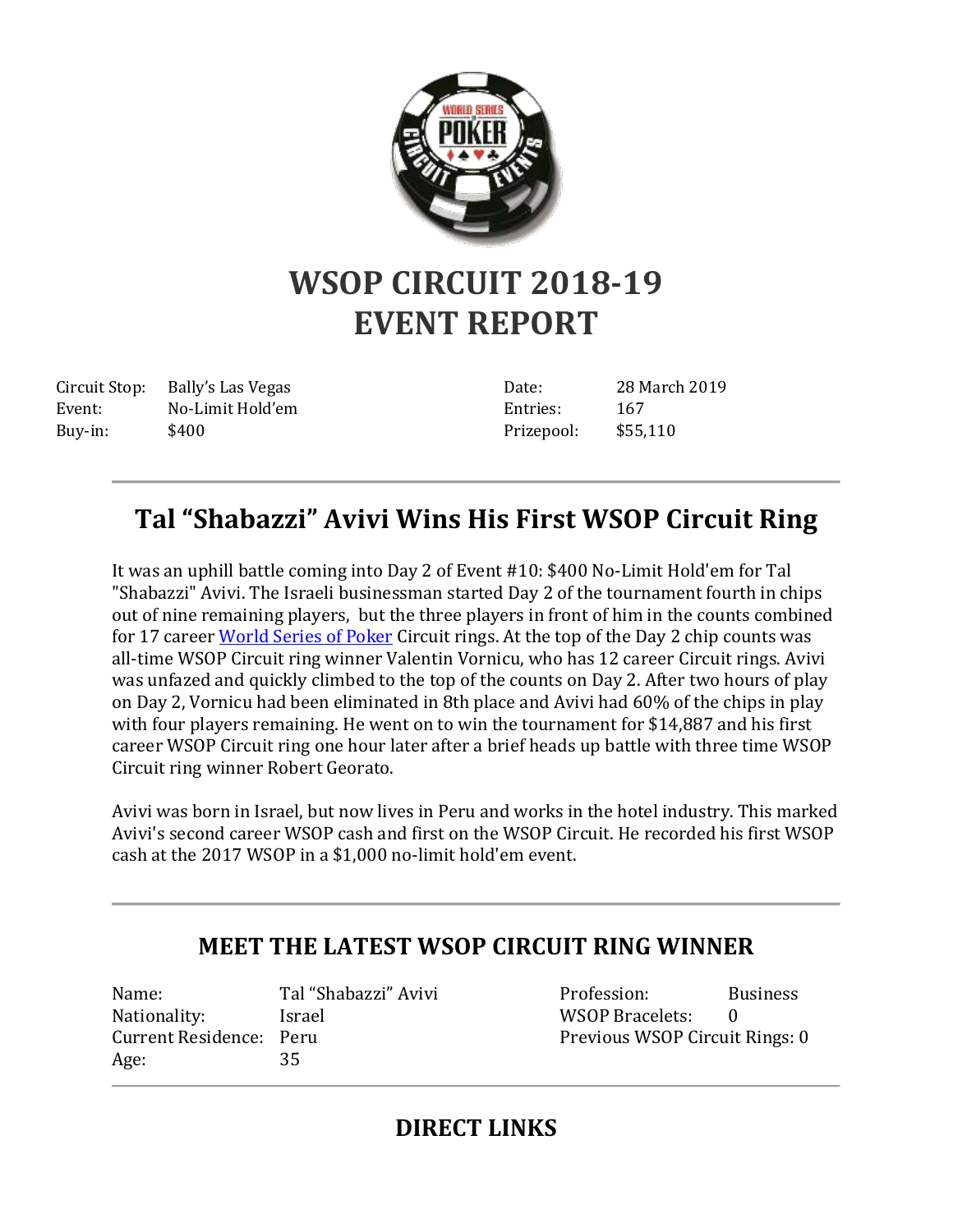# WSOP CIRCUIT 2018-19 EVENT REPORT

| | | | |
|---|---|---|---|
| Circuit Stop: | Bally's Las Vegas | Date: | 28 March 2019 |
| Event: | No-Limit Hold'em | Entries: | 167 |
| Buy-in: | $400 | Prizepool: | $55,110 |

---

## Tal "Shabazzi" Avivi Wins His First WSOP Circuit Ring

It was an uphill battle coming into Day 2 of Event #10: $400 No-Limit Hold'em for Tal "Shabazzi" Avivi. The Israeli businessman started Day 2 of the tournament fourth in chips out of nine remaining players, but the three players in front of him in the counts combined for 17 career World Series of Poker Circuit rings. At the top of the Day 2 chip counts was all-time WSOP Circuit ring winner Valentin Vornicu, who has 12 career Circuit rings. Avivi was unfazed and quickly climbed to the top of the counts on Day 2. After two hours of play on Day 2, Vornicu had been eliminated in 8th place and Avivi had 60% of the chips in play with four players remaining. He went on to win the tournament for $14,887 and his first career WSOP Circuit ring one hour later after a brief heads up battle with three time WSOP Circuit ring winner Robert Georato.

Avivi was born in Israel, but now lives in Peru and works in the hotel industry. This marked Avivi's second career WSOP cash and first on the WSOP Circuit. He recorded his first WSOP cash at the 2017 WSOP in a $1,000 no-limit hold'em event.

---

## MEET THE LATEST WSOP CIRCUIT RING WINNER

| | | | |
|---|---|---|---|
| Name: | Tal "Shabazzi" Avivi | Profession: | Business |
| Nationality: | Israel | WSOP Bracelets: | 0 |
| Current Residence: | Peru | Previous WSOP Circuit Rings: | 0 |
| Age: | 35 | | |

---

## DIRECT LINKS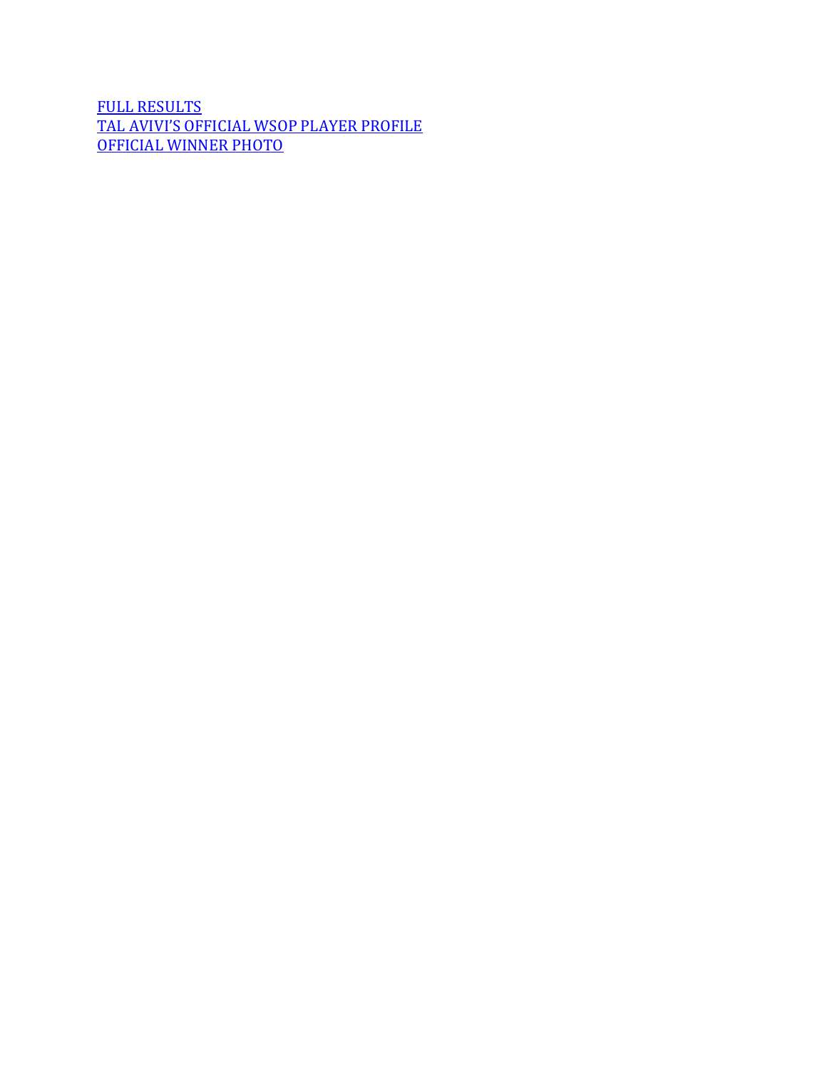FULL RESULTS
TAL AVIVI'S OFFICIAL WSOP PLAYER PROFILE
OFFICIAL WINNER PHOTO